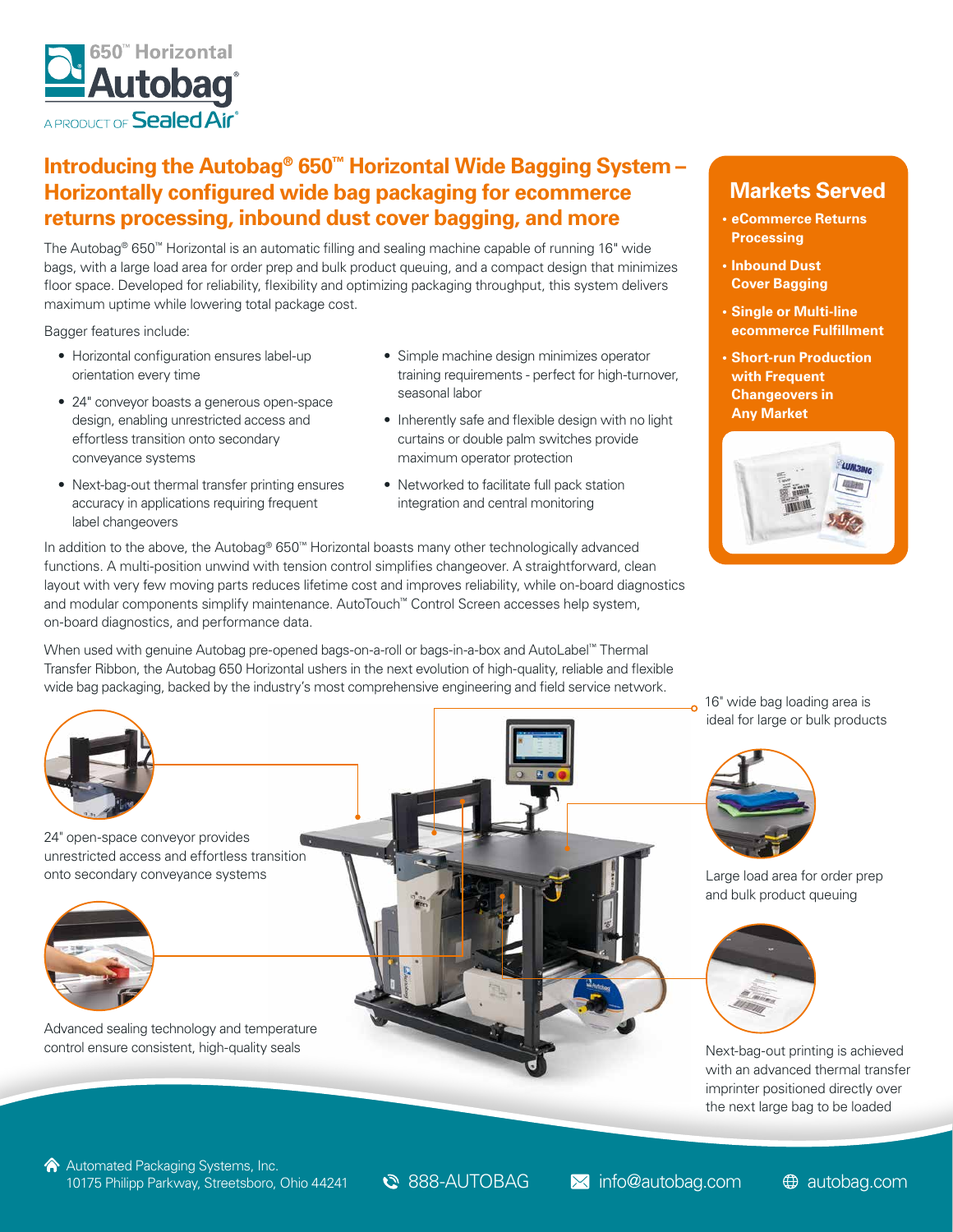650™ Horizontal

Autobag®

A PRODUCT OF Sealed Air®

# Introducing the Autobag® 650™ Horizontal Wide Bagging System – Horizontally configured wide bag packaging for ecommerce returns processing, inbound dust cover bagging, and more

The Autobag® 650™ Horizontal is an automatic filling and sealing machine capable of running 16" wide bags, with a large load area for order prep and bulk product queuing, and a compact design that minimizes floor space. Developed for reliability, flexibility and optimizing packaging throughput, this system delivers maximum uptime while lowering total package cost.

Bagger features include:

- Horizontal configuration ensures label-up orientation every time
- 24" conveyor boasts a generous open-space design, enabling unrestricted access and effortless transition onto secondary conveyance systems
- Next-bag-out thermal transfer printing ensures accuracy in applications requiring frequent label changeovers
- Simple machine design minimizes operator training requirements - perfect for high-turnover, seasonal labor
- Inherently safe and flexible design with no light curtains or double palm switches provide maximum operator protection
- Networked to facilitate full pack station integration and central monitoring

In addition to the above, the Autobag® 650™ Horizontal boasts many other technologically advanced functions. A multi-position unwind with tension control simplifies changeover. A straightforward, clean layout with very few moving parts reduces lifetime cost and improves reliability, while on-board diagnostics and modular components simplify maintenance. AutoTouch™ Control Screen accesses help system, on-board diagnostics, and performance data.

When used with genuine Autobag pre-opened bags-on-a-roll or bags-in-a-box and AutoLabel™ Thermal Transfer Ribbon, the Autobag 650 Horizontal ushers in the next evolution of high-quality, reliable and flexible wide bag packaging, backed by the industry's most comprehensive engineering and field service network.

## Markets Served

- eCommerce Returns Processing
- Inbound Dust Cover Bagging
- Single or Multi-line ecommerce Fulfillment
- Short-run Production with Frequent Changeovers in Any Market

24" open-space conveyor provides unrestricted access and effortless transition onto secondary conveyance systems

Advanced sealing technology and temperature control ensure consistent, high-quality seals

16" wide bag loading area is ideal for large or bulk products

Large load area for order prep and bulk product queuing

Next-bag-out printing is achieved with an advanced thermal transfer imprinter positioned directly over the next large bag to be loaded

Automated Packaging Systems, Inc.
10175 Philipp Parkway, Streetsboro, Ohio 44241

888-AUTOBAG

info@autobag.com

autobag.com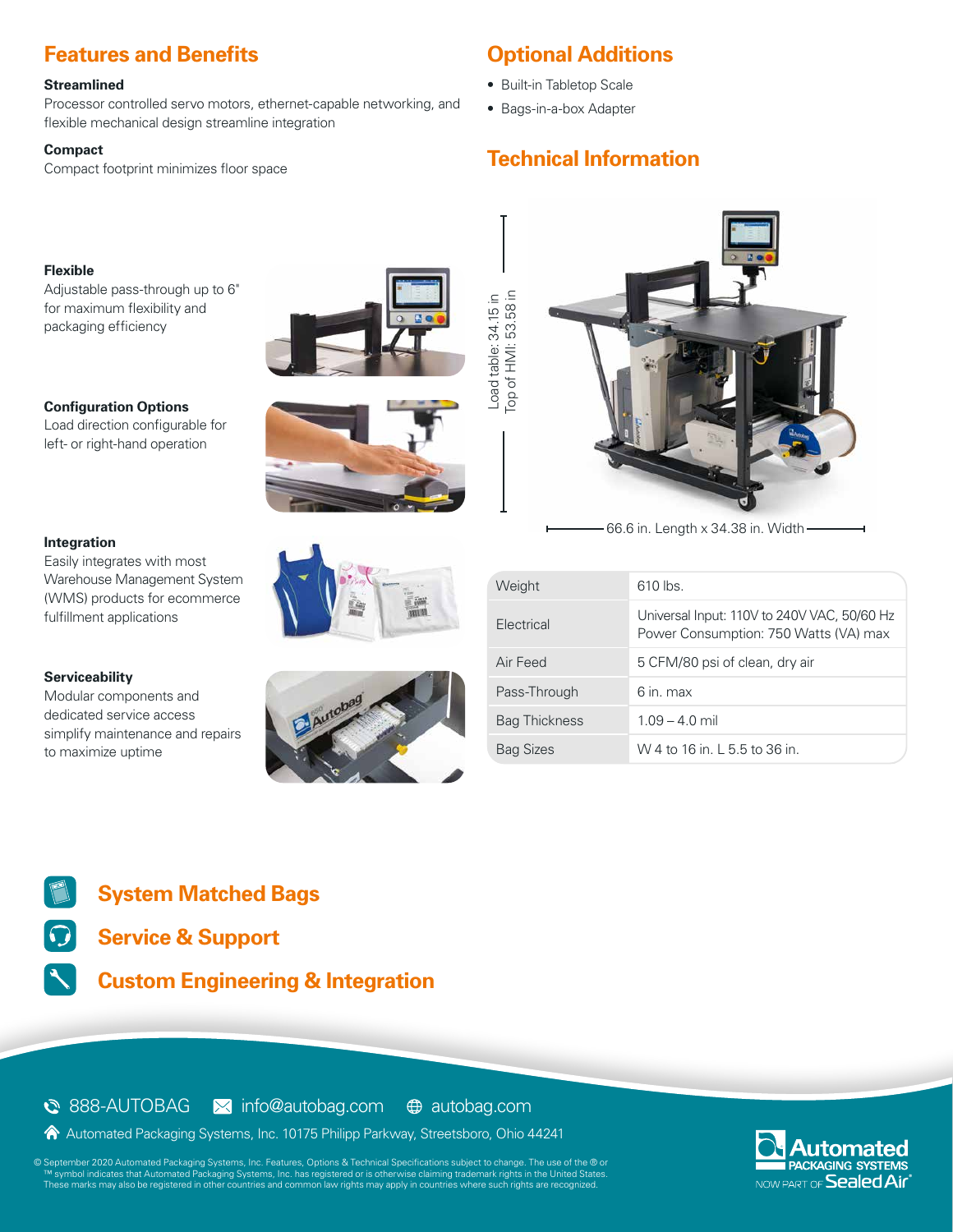## Features and Benefits

**Streamlined**

Processor controlled servo motors, ethernet-capable networking, and flexible mechanical design streamline integration

**Compact**

Compact footprint minimizes floor space

**Flexible**

Adjustable pass-through up to 6" for maximum flexibility and packaging efficiency

**Configuration Options**

Load direction configurable for left- or right-hand operation

**Integration**

Easily integrates with most Warehouse Management System (WMS) products for ecommerce fulfillment applications

**Serviceability**

Modular components and dedicated service access simplify maintenance and repairs to maximize uptime

## Optional Additions

- Built-in Tabletop Scale
- Bags-in-a-box Adapter

## Technical Information

Load table: 34.15 in

Top of HMI: 53.58 in

66.6 in. Length x 34.38 in. Width

| | |
|---|---|
| Weight | 610 lbs. |
| Electrical | Universal Input: 110V to 240V VAC, 50/60 Hz<br>Power Consumption: 750 Watts (VA) max |
| Air Feed | 5 CFM/80 psi of clean, dry air |
| Pass-Through | 6 in. max |
| Bag Thickness | 1.09 – 4.0 mil |
| Bag Sizes | W 4 to 16 in. L 5.5 to 36 in. |

## System Matched Bags

## Service & Support

## Custom Engineering & Integration

888-AUTOBAG info@autobag.com autobag.com

Automated Packaging Systems, Inc. 10175 Philipp Parkway, Streetsboro, Ohio 44241

© September 2020 Automated Packaging Systems, Inc. Features, Options & Technical Specifications subject to change. The use of the ® or ™ symbol indicates that Automated Packaging Systems, Inc. has registered or is otherwise claiming trademark rights in the United States. These marks may also be registered in other countries and common law rights may apply in countries where such rights are recognized.

Automated PACKAGING SYSTEMS NOW PART OF Sealed Air®